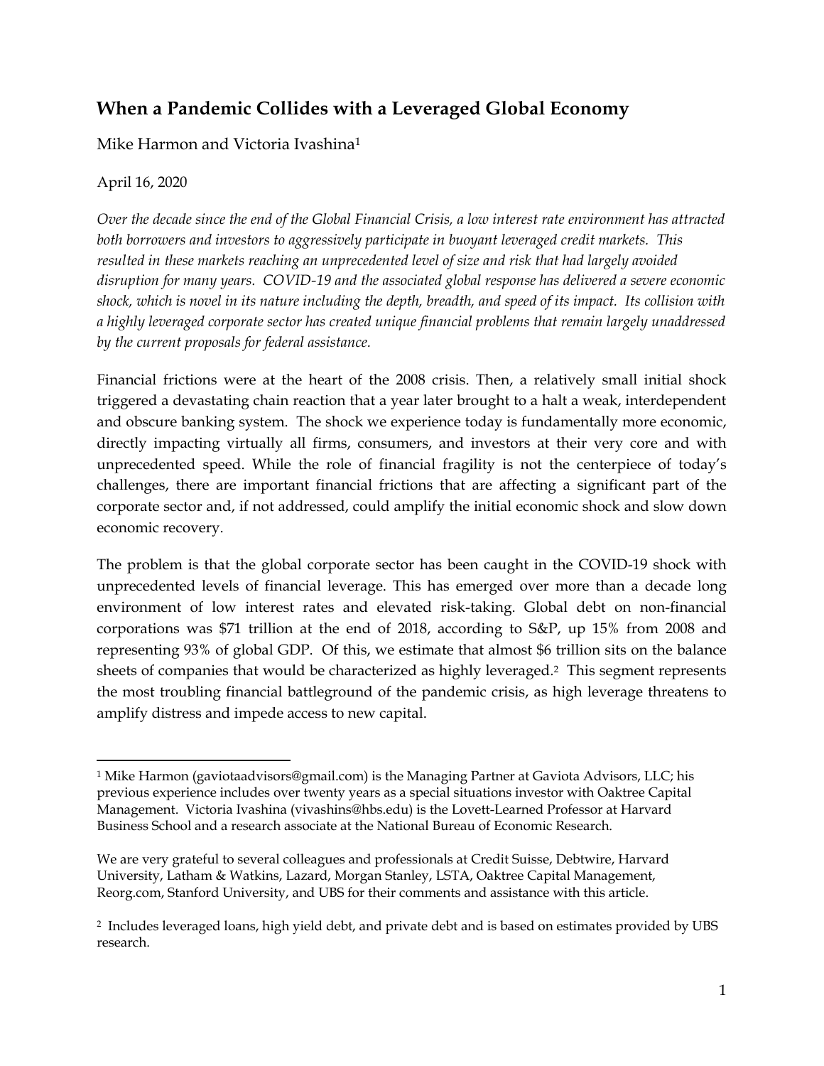## When a Pandemic Collides with a Leveraged Global Economy

Mike Harmon and Victoria Ivashina[1]

April 16, 2020

*Over the decade since the end of the Global Financial Crisis, a low interest rate environment has attracted both borrowers and investors to aggressively participate in buoyant leveraged credit markets. This resulted in these markets reaching an unprecedented level of size and risk that had largely avoided disruption for many years. COVID-19 and the associated global response has delivered a severe economic shock, which is novel in its nature including the depth, breadth, and speed of its impact. Its collision with a highly leveraged corporate sector has created unique financial problems that remain largely unaddressed by the current proposals for federal assistance.*

Financial frictions were at the heart of the 2008 crisis. Then, a relatively small initial shock triggered a devastating chain reaction that a year later brought to a halt a weak, interdependent and obscure banking system. The shock we experience today is fundamentally more economic, directly impacting virtually all firms, consumers, and investors at their very core and with unprecedented speed. While the role of financial fragility is not the centerpiece of today's challenges, there are important financial frictions that are affecting a significant part of the corporate sector and, if not addressed, could amplify the initial economic shock and slow down economic recovery.

The problem is that the global corporate sector has been caught in the COVID-19 shock with unprecedented levels of financial leverage. This has emerged over more than a decade long environment of low interest rates and elevated risk-taking. Global debt on non-financial corporations was $71 trillion at the end of 2018, according to S&P, up 15% from 2008 and representing 93% of global GDP. Of this, we estimate that almost $6 trillion sits on the balance sheets of companies that would be characterized as highly leveraged.[2] This segment represents the most troubling financial battleground of the pandemic crisis, as high leverage threatens to amplify distress and impede access to new capital.

---

[1] Mike Harmon (gaviotaadvisors@gmail.com) is the Managing Partner at Gaviota Advisors, LLC; his previous experience includes over twenty years as a special situations investor with Oaktree Capital Management. Victoria Ivashina (vivashins@hbs.edu) is the Lovett-Learned Professor at Harvard Business School and a research associate at the National Bureau of Economic Research.

We are very grateful to several colleagues and professionals at Credit Suisse, Debtwire, Harvard University, Latham & Watkins, Lazard, Morgan Stanley, LSTA, Oaktree Capital Management, Reorg.com, Stanford University, and UBS for their comments and assistance with this article.

[2] Includes leveraged loans, high yield debt, and private debt and is based on estimates provided by UBS research.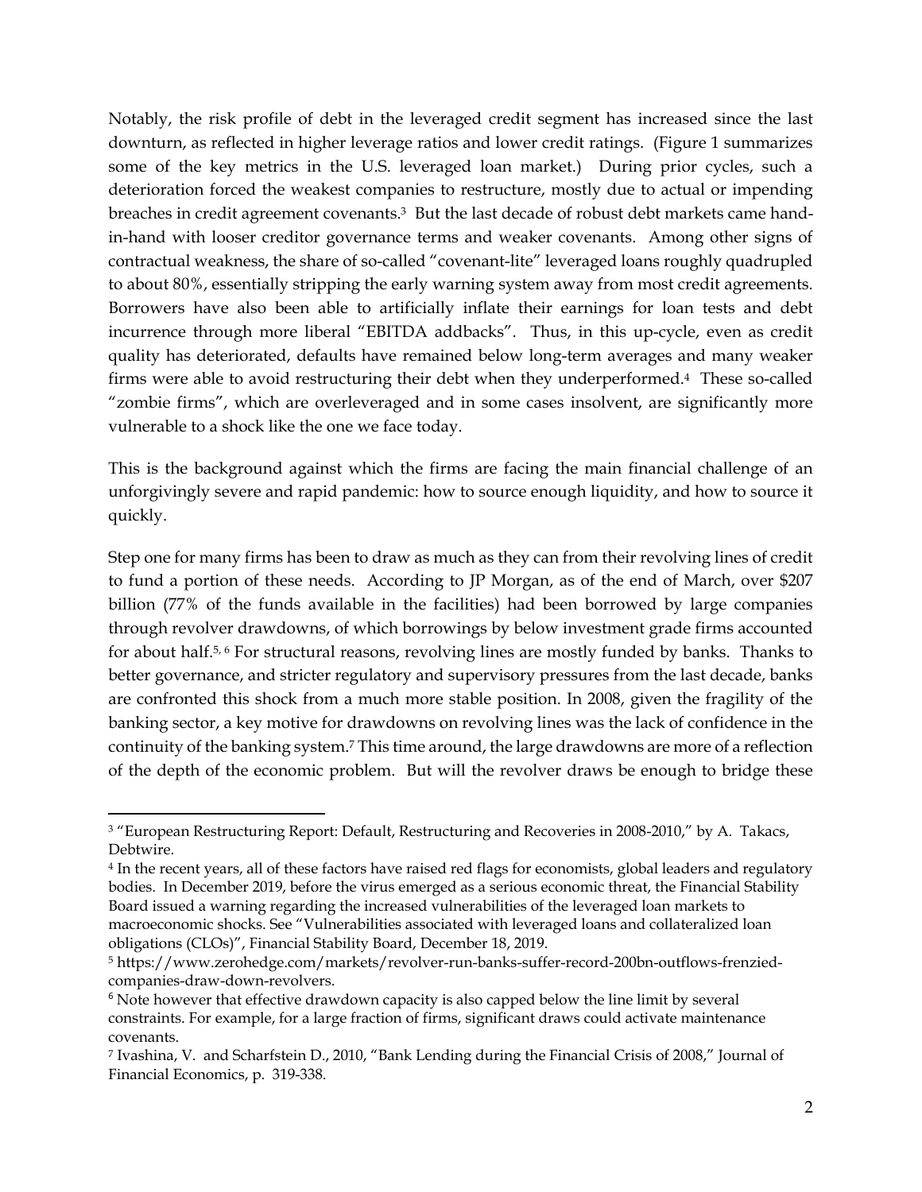Notably, the risk profile of debt in the leveraged credit segment has increased since the last downturn, as reflected in higher leverage ratios and lower credit ratings. (Figure 1 summarizes some of the key metrics in the U.S. leveraged loan market.) During prior cycles, such a deterioration forced the weakest companies to restructure, mostly due to actual or impending breaches in credit agreement covenants.[3] But the last decade of robust debt markets came hand-in-hand with looser creditor governance terms and weaker covenants. Among other signs of contractual weakness, the share of so-called "covenant-lite" leveraged loans roughly quadrupled to about 80%, essentially stripping the early warning system away from most credit agreements. Borrowers have also been able to artificially inflate their earnings for loan tests and debt incurrence through more liberal "EBITDA addbacks". Thus, in this up-cycle, even as credit quality has deteriorated, defaults have remained below long-term averages and many weaker firms were able to avoid restructuring their debt when they underperformed.[4] These so-called "zombie firms", which are overleveraged and in some cases insolvent, are significantly more vulnerable to a shock like the one we face today.

This is the background against which the firms are facing the main financial challenge of an unforgivingly severe and rapid pandemic: how to source enough liquidity, and how to source it quickly.

Step one for many firms has been to draw as much as they can from their revolving lines of credit to fund a portion of these needs. According to JP Morgan, as of the end of March, over $207 billion (77% of the funds available in the facilities) had been borrowed by large companies through revolver drawdowns, of which borrowings by below investment grade firms accounted for about half.[5, 6] For structural reasons, revolving lines are mostly funded by banks. Thanks to better governance, and stricter regulatory and supervisory pressures from the last decade, banks are confronted this shock from a much more stable position. In 2008, given the fragility of the banking sector, a key motive for drawdowns on revolving lines was the lack of confidence in the continuity of the banking system.[7] This time around, the large drawdowns are more of a reflection of the depth of the economic problem. But will the revolver draws be enough to bridge these

---

[3] "European Restructuring Report: Default, Restructuring and Recoveries in 2008-2010," by A. Takacs, Debtwire.

[4] In the recent years, all of these factors have raised red flags for economists, global leaders and regulatory bodies. In December 2019, before the virus emerged as a serious economic threat, the Financial Stability Board issued a warning regarding the increased vulnerabilities of the leveraged loan markets to macroeconomic shocks. See "Vulnerabilities associated with leveraged loans and collateralized loan obligations (CLOs)", Financial Stability Board, December 18, 2019.

[5] https://www.zerohedge.com/markets/revolver-run-banks-suffer-record-200bn-outflows-frenzied-companies-draw-down-revolvers.

[6] Note however that effective drawdown capacity is also capped below the line limit by several constraints. For example, for a large fraction of firms, significant draws could activate maintenance covenants.

[7] Ivashina, V. and Scharfstein D., 2010, "Bank Lending during the Financial Crisis of 2008," Journal of Financial Economics, p. 319-338.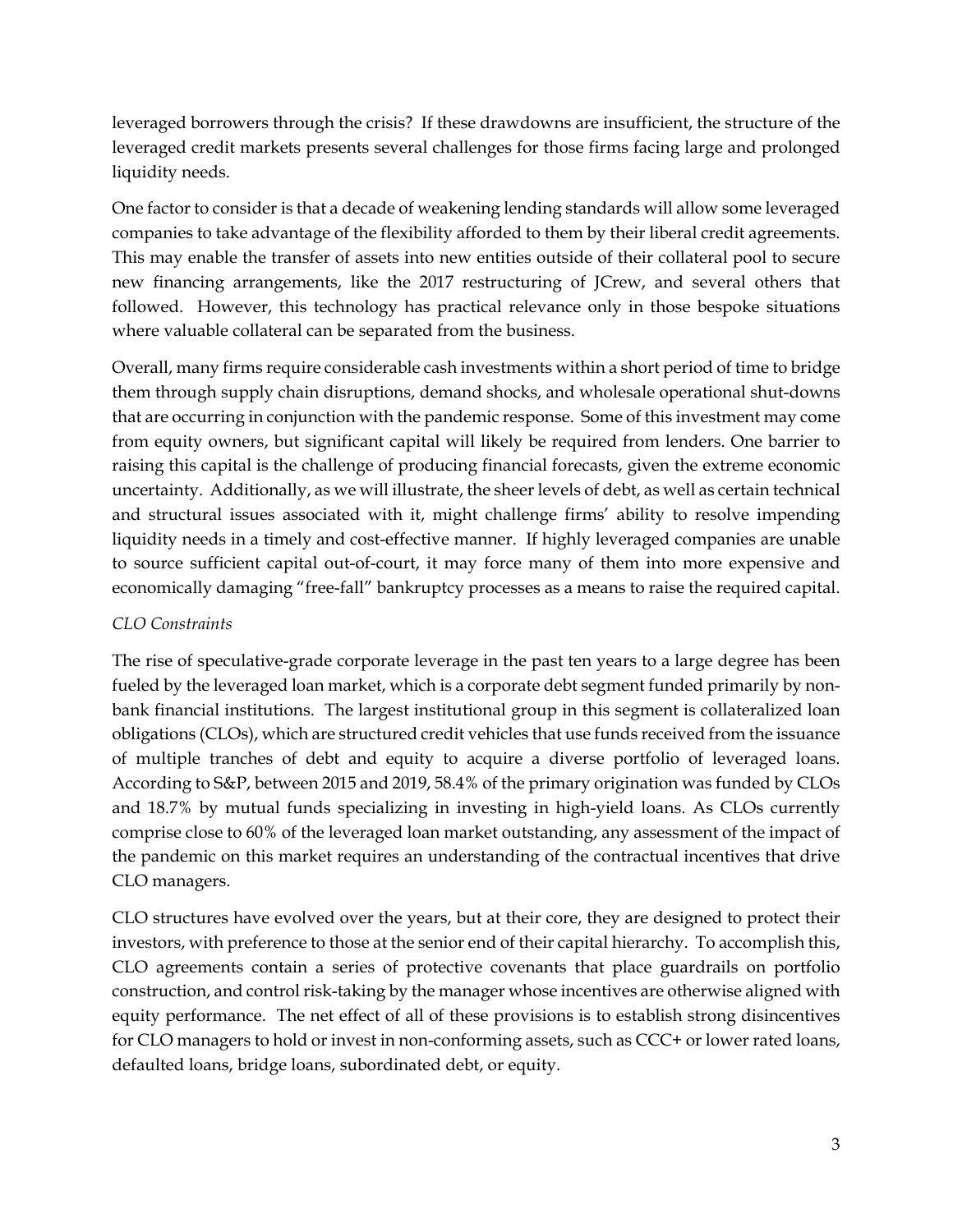leveraged borrowers through the crisis? If these drawdowns are insufficient, the structure of the leveraged credit markets presents several challenges for those firms facing large and prolonged liquidity needs.

One factor to consider is that a decade of weakening lending standards will allow some leveraged companies to take advantage of the flexibility afforded to them by their liberal credit agreements. This may enable the transfer of assets into new entities outside of their collateral pool to secure new financing arrangements, like the 2017 restructuring of JCrew, and several others that followed. However, this technology has practical relevance only in those bespoke situations where valuable collateral can be separated from the business.

Overall, many firms require considerable cash investments within a short period of time to bridge them through supply chain disruptions, demand shocks, and wholesale operational shut-downs that are occurring in conjunction with the pandemic response. Some of this investment may come from equity owners, but significant capital will likely be required from lenders. One barrier to raising this capital is the challenge of producing financial forecasts, given the extreme economic uncertainty. Additionally, as we will illustrate, the sheer levels of debt, as well as certain technical and structural issues associated with it, might challenge firms' ability to resolve impending liquidity needs in a timely and cost-effective manner. If highly leveraged companies are unable to source sufficient capital out-of-court, it may force many of them into more expensive and economically damaging "free-fall" bankruptcy processes as a means to raise the required capital.

*CLO Constraints*

The rise of speculative-grade corporate leverage in the past ten years to a large degree has been fueled by the leveraged loan market, which is a corporate debt segment funded primarily by non-bank financial institutions. The largest institutional group in this segment is collateralized loan obligations (CLOs), which are structured credit vehicles that use funds received from the issuance of multiple tranches of debt and equity to acquire a diverse portfolio of leveraged loans. According to S&P, between 2015 and 2019, 58.4% of the primary origination was funded by CLOs and 18.7% by mutual funds specializing in investing in high-yield loans. As CLOs currently comprise close to 60% of the leveraged loan market outstanding, any assessment of the impact of the pandemic on this market requires an understanding of the contractual incentives that drive CLO managers.

CLO structures have evolved over the years, but at their core, they are designed to protect their investors, with preference to those at the senior end of their capital hierarchy. To accomplish this, CLO agreements contain a series of protective covenants that place guardrails on portfolio construction, and control risk-taking by the manager whose incentives are otherwise aligned with equity performance. The net effect of all of these provisions is to establish strong disincentives for CLO managers to hold or invest in non-conforming assets, such as CCC+ or lower rated loans, defaulted loans, bridge loans, subordinated debt, or equity.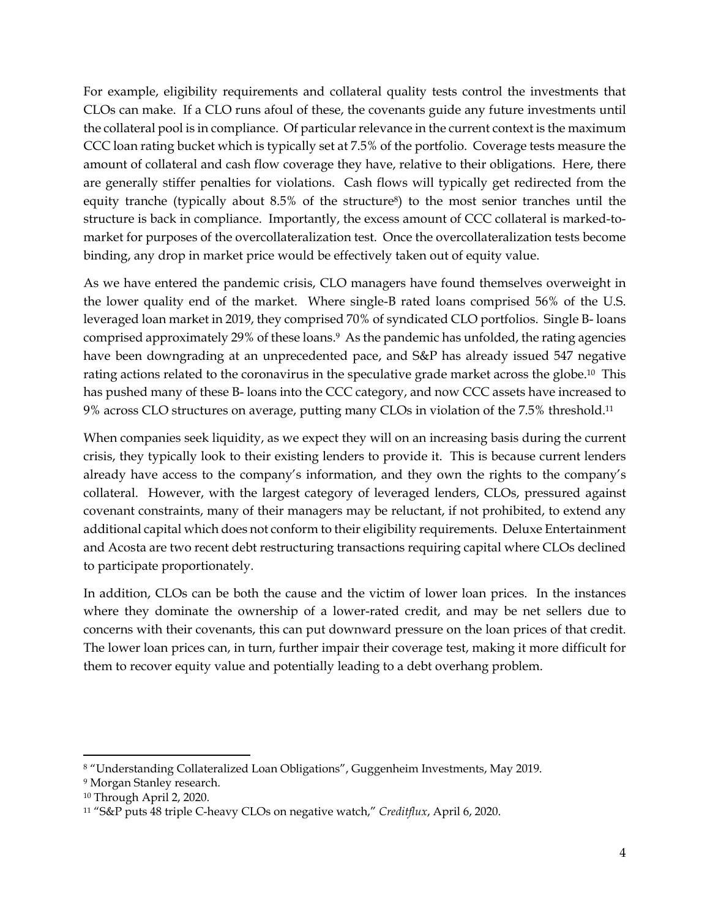For example, eligibility requirements and collateral quality tests control the investments that CLOs can make. If a CLO runs afoul of these, the covenants guide any future investments until the collateral pool is in compliance. Of particular relevance in the current context is the maximum CCC loan rating bucket which is typically set at 7.5% of the portfolio. Coverage tests measure the amount of collateral and cash flow coverage they have, relative to their obligations. Here, there are generally stiffer penalties for violations. Cash flows will typically get redirected from the equity tranche (typically about 8.5% of the structure[8]) to the most senior tranches until the structure is back in compliance. Importantly, the excess amount of CCC collateral is marked-to-market for purposes of the overcollateralization test. Once the overcollateralization tests become binding, any drop in market price would be effectively taken out of equity value.

As we have entered the pandemic crisis, CLO managers have found themselves overweight in the lower quality end of the market. Where single-B rated loans comprised 56% of the U.S. leveraged loan market in 2019, they comprised 70% of syndicated CLO portfolios. Single B- loans comprised approximately 29% of these loans.[9] As the pandemic has unfolded, the rating agencies have been downgrading at an unprecedented pace, and S&P has already issued 547 negative rating actions related to the coronavirus in the speculative grade market across the globe.[10] This has pushed many of these B- loans into the CCC category, and now CCC assets have increased to 9% across CLO structures on average, putting many CLOs in violation of the 7.5% threshold.[11]

When companies seek liquidity, as we expect they will on an increasing basis during the current crisis, they typically look to their existing lenders to provide it. This is because current lenders already have access to the company's information, and they own the rights to the company's collateral. However, with the largest category of leveraged lenders, CLOs, pressured against covenant constraints, many of their managers may be reluctant, if not prohibited, to extend any additional capital which does not conform to their eligibility requirements. Deluxe Entertainment and Acosta are two recent debt restructuring transactions requiring capital where CLOs declined to participate proportionately.

In addition, CLOs can be both the cause and the victim of lower loan prices. In the instances where they dominate the ownership of a lower-rated credit, and may be net sellers due to concerns with their covenants, this can put downward pressure on the loan prices of that credit. The lower loan prices can, in turn, further impair their coverage test, making it more difficult for them to recover equity value and potentially leading to a debt overhang problem.

---

[8] "Understanding Collateralized Loan Obligations", Guggenheim Investments, May 2019.

[9] Morgan Stanley research.

[10] Through April 2, 2020.

[11] "S&P puts 48 triple C-heavy CLOs on negative watch," *Creditflux*, April 6, 2020.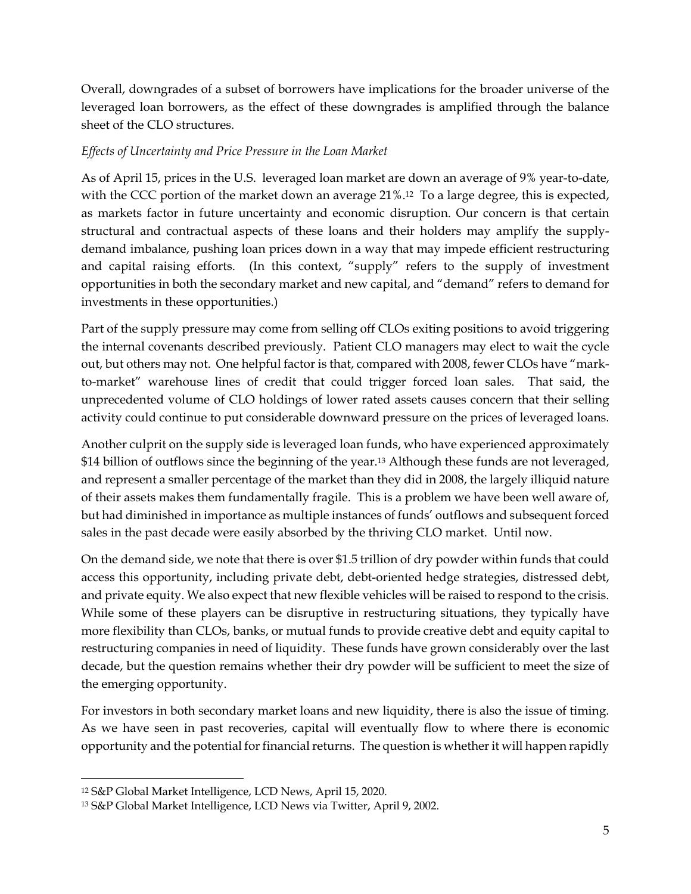Overall, downgrades of a subset of borrowers have implications for the broader universe of the leveraged loan borrowers, as the effect of these downgrades is amplified through the balance sheet of the CLO structures.

*Effects of Uncertainty and Price Pressure in the Loan Market*

As of April 15, prices in the U.S. leveraged loan market are down an average of 9% year-to-date, with the CCC portion of the market down an average 21%.[12] To a large degree, this is expected, as markets factor in future uncertainty and economic disruption. Our concern is that certain structural and contractual aspects of these loans and their holders may amplify the supply-demand imbalance, pushing loan prices down in a way that may impede efficient restructuring and capital raising efforts. (In this context, "supply" refers to the supply of investment opportunities in both the secondary market and new capital, and "demand" refers to demand for investments in these opportunities.)

Part of the supply pressure may come from selling off CLOs exiting positions to avoid triggering the internal covenants described previously. Patient CLO managers may elect to wait the cycle out, but others may not. One helpful factor is that, compared with 2008, fewer CLOs have "mark-to-market" warehouse lines of credit that could trigger forced loan sales. That said, the unprecedented volume of CLO holdings of lower rated assets causes concern that their selling activity could continue to put considerable downward pressure on the prices of leveraged loans.

Another culprit on the supply side is leveraged loan funds, who have experienced approximately $14 billion of outflows since the beginning of the year.[13] Although these funds are not leveraged, and represent a smaller percentage of the market than they did in 2008, the largely illiquid nature of their assets makes them fundamentally fragile. This is a problem we have been well aware of, but had diminished in importance as multiple instances of funds' outflows and subsequent forced sales in the past decade were easily absorbed by the thriving CLO market. Until now.

On the demand side, we note that there is over $1.5 trillion of dry powder within funds that could access this opportunity, including private debt, debt-oriented hedge strategies, distressed debt, and private equity. We also expect that new flexible vehicles will be raised to respond to the crisis. While some of these players can be disruptive in restructuring situations, they typically have more flexibility than CLOs, banks, or mutual funds to provide creative debt and equity capital to restructuring companies in need of liquidity. These funds have grown considerably over the last decade, but the question remains whether their dry powder will be sufficient to meet the size of the emerging opportunity.

For investors in both secondary market loans and new liquidity, there is also the issue of timing. As we have seen in past recoveries, capital will eventually flow to where there is economic opportunity and the potential for financial returns. The question is whether it will happen rapidly

---

[12] S&P Global Market Intelligence, LCD News, April 15, 2020.

[13] S&P Global Market Intelligence, LCD News via Twitter, April 9, 2002.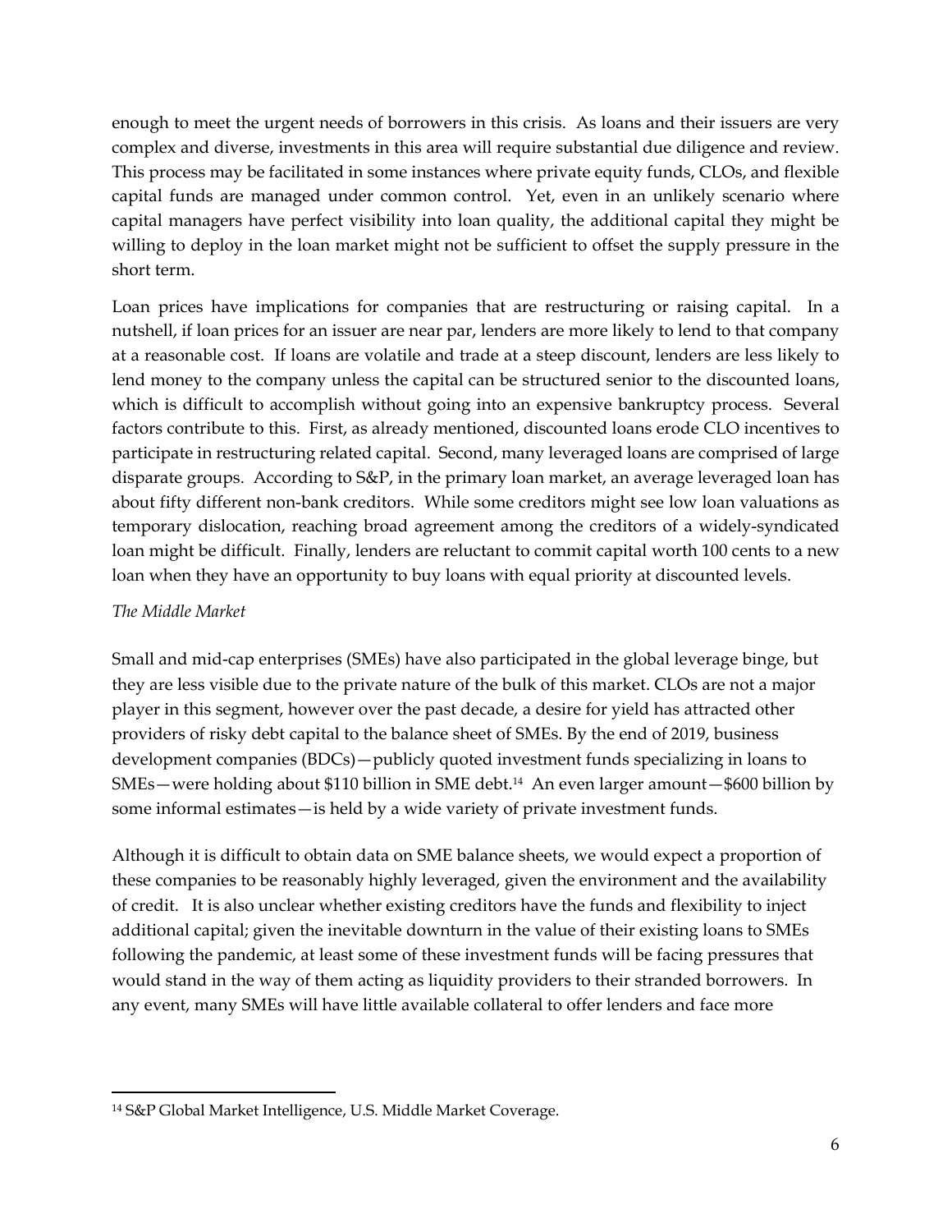enough to meet the urgent needs of borrowers in this crisis. As loans and their issuers are very complex and diverse, investments in this area will require substantial due diligence and review. This process may be facilitated in some instances where private equity funds, CLOs, and flexible capital funds are managed under common control. Yet, even in an unlikely scenario where capital managers have perfect visibility into loan quality, the additional capital they might be willing to deploy in the loan market might not be sufficient to offset the supply pressure in the short term.

Loan prices have implications for companies that are restructuring or raising capital. In a nutshell, if loan prices for an issuer are near par, lenders are more likely to lend to that company at a reasonable cost. If loans are volatile and trade at a steep discount, lenders are less likely to lend money to the company unless the capital can be structured senior to the discounted loans, which is difficult to accomplish without going into an expensive bankruptcy process. Several factors contribute to this. First, as already mentioned, discounted loans erode CLO incentives to participate in restructuring related capital. Second, many leveraged loans are comprised of large disparate groups. According to S&P, in the primary loan market, an average leveraged loan has about fifty different non-bank creditors. While some creditors might see low loan valuations as temporary dislocation, reaching broad agreement among the creditors of a widely-syndicated loan might be difficult. Finally, lenders are reluctant to commit capital worth 100 cents to a new loan when they have an opportunity to buy loans with equal priority at discounted levels.

*The Middle Market*

Small and mid-cap enterprises (SMEs) have also participated in the global leverage binge, but they are less visible due to the private nature of the bulk of this market. CLOs are not a major player in this segment, however over the past decade, a desire for yield has attracted other providers of risky debt capital to the balance sheet of SMEs. By the end of 2019, business development companies (BDCs)—publicly quoted investment funds specializing in loans to SMEs—were holding about $110 billion in SME debt.[14] An even larger amount—$600 billion by some informal estimates—is held by a wide variety of private investment funds.

Although it is difficult to obtain data on SME balance sheets, we would expect a proportion of these companies to be reasonably highly leveraged, given the environment and the availability of credit. It is also unclear whether existing creditors have the funds and flexibility to inject additional capital; given the inevitable downturn in the value of their existing loans to SMEs following the pandemic, at least some of these investment funds will be facing pressures that would stand in the way of them acting as liquidity providers to their stranded borrowers. In any event, many SMEs will have little available collateral to offer lenders and face more

[14] S&P Global Market Intelligence, U.S. Middle Market Coverage.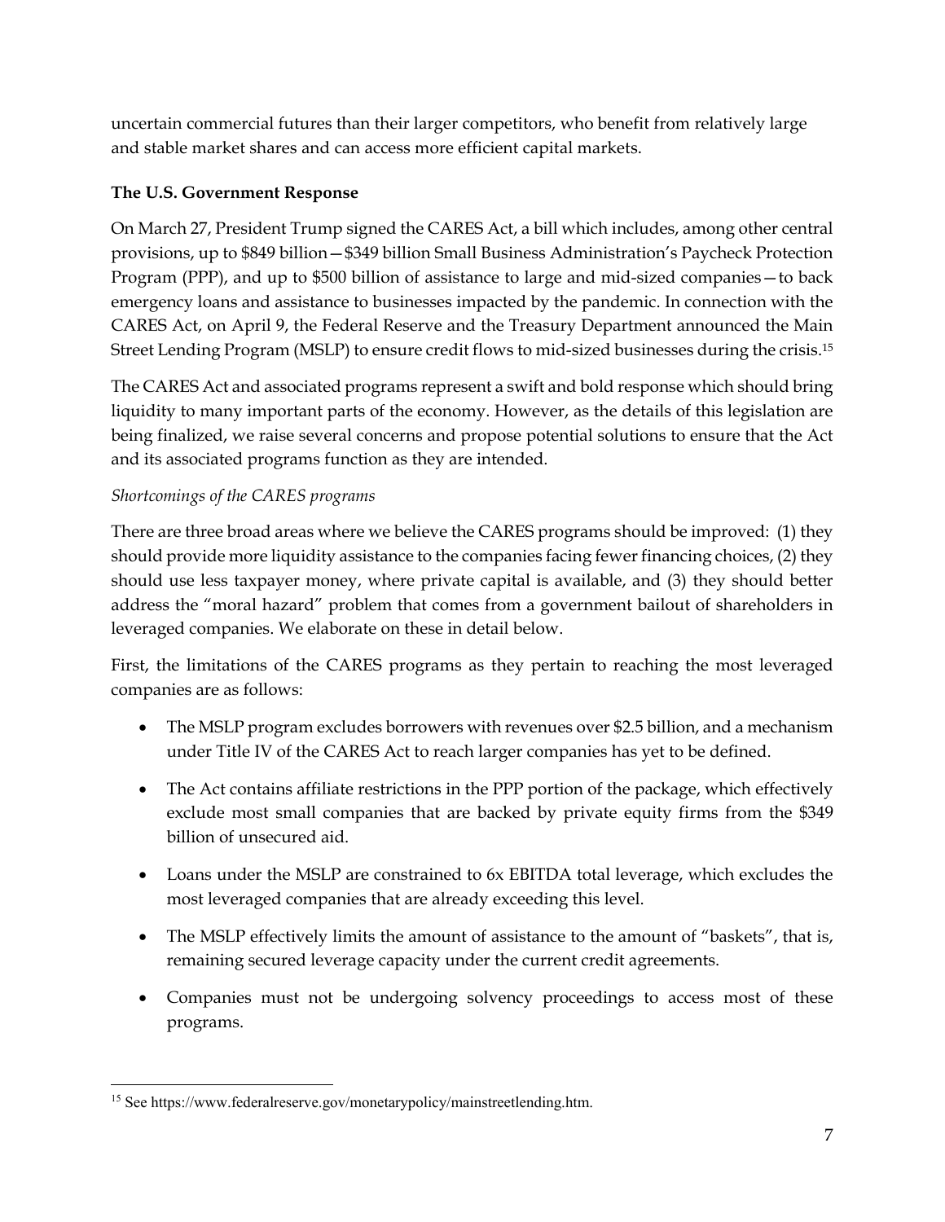uncertain commercial futures than their larger competitors, who benefit from relatively large and stable market shares and can access more efficient capital markets.

**The U.S. Government Response**

On March 27, President Trump signed the CARES Act, a bill which includes, among other central provisions, up to \$849 billion—\$349 billion Small Business Administration's Paycheck Protection Program (PPP), and up to \$500 billion of assistance to large and mid-sized companies—to back emergency loans and assistance to businesses impacted by the pandemic. In connection with the CARES Act, on April 9, the Federal Reserve and the Treasury Department announced the Main Street Lending Program (MSLP) to ensure credit flows to mid-sized businesses during the crisis.[15]

The CARES Act and associated programs represent a swift and bold response which should bring liquidity to many important parts of the economy. However, as the details of this legislation are being finalized, we raise several concerns and propose potential solutions to ensure that the Act and its associated programs function as they are intended.

*Shortcomings of the CARES programs*

There are three broad areas where we believe the CARES programs should be improved: (1) they should provide more liquidity assistance to the companies facing fewer financing choices, (2) they should use less taxpayer money, where private capital is available, and (3) they should better address the "moral hazard" problem that comes from a government bailout of shareholders in leveraged companies. We elaborate on these in detail below.

First, the limitations of the CARES programs as they pertain to reaching the most leveraged companies are as follows:

- The MSLP program excludes borrowers with revenues over \$2.5 billion, and a mechanism under Title IV of the CARES Act to reach larger companies has yet to be defined.
- The Act contains affiliate restrictions in the PPP portion of the package, which effectively exclude most small companies that are backed by private equity firms from the \$349 billion of unsecured aid.
- Loans under the MSLP are constrained to 6x EBITDA total leverage, which excludes the most leveraged companies that are already exceeding this level.
- The MSLP effectively limits the amount of assistance to the amount of "baskets", that is, remaining secured leverage capacity under the current credit agreements.
- Companies must not be undergoing solvency proceedings to access most of these programs.

[15] See https://www.federalreserve.gov/monetarypolicy/mainstreetlending.htm.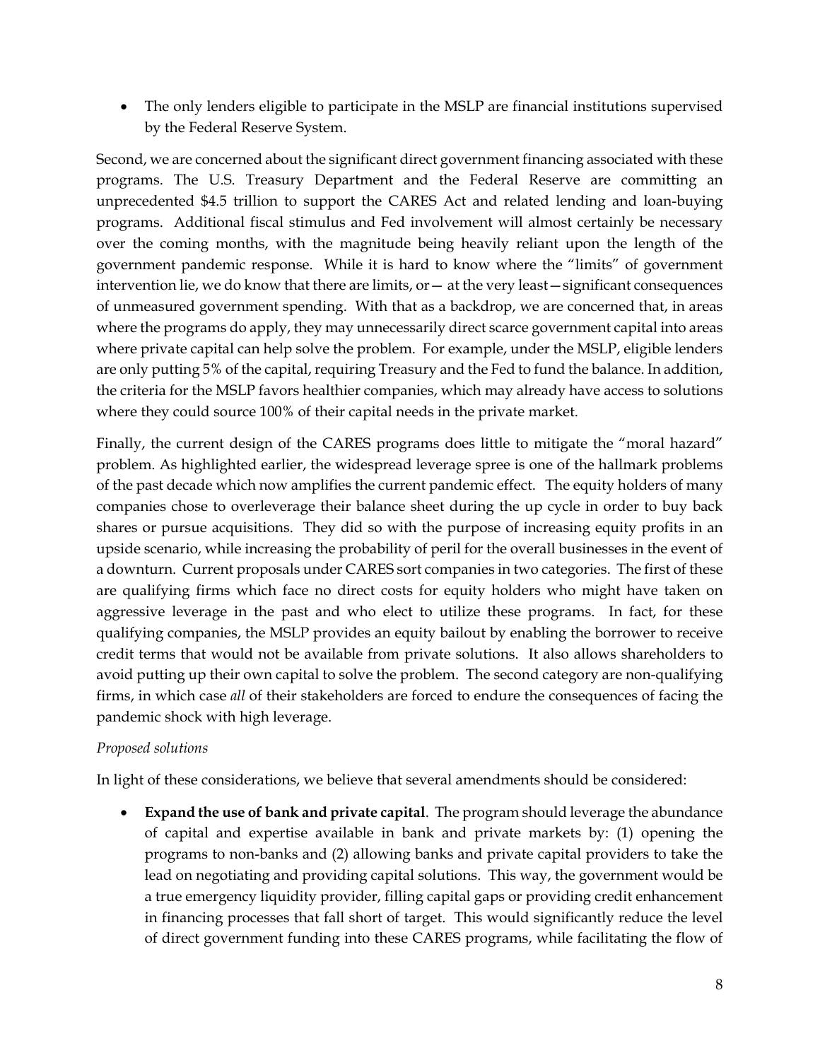- The only lenders eligible to participate in the MSLP are financial institutions supervised by the Federal Reserve System.

Second, we are concerned about the significant direct government financing associated with these programs. The U.S. Treasury Department and the Federal Reserve are committing an unprecedented $4.5 trillion to support the CARES Act and related lending and loan-buying programs. Additional fiscal stimulus and Fed involvement will almost certainly be necessary over the coming months, with the magnitude being heavily reliant upon the length of the government pandemic response. While it is hard to know where the "limits" of government intervention lie, we do know that there are limits, or— at the very least—significant consequences of unmeasured government spending. With that as a backdrop, we are concerned that, in areas where the programs do apply, they may unnecessarily direct scarce government capital into areas where private capital can help solve the problem. For example, under the MSLP, eligible lenders are only putting 5% of the capital, requiring Treasury and the Fed to fund the balance. In addition, the criteria for the MSLP favors healthier companies, which may already have access to solutions where they could source 100% of their capital needs in the private market.

Finally, the current design of the CARES programs does little to mitigate the "moral hazard" problem. As highlighted earlier, the widespread leverage spree is one of the hallmark problems of the past decade which now amplifies the current pandemic effect. The equity holders of many companies chose to overleverage their balance sheet during the up cycle in order to buy back shares or pursue acquisitions. They did so with the purpose of increasing equity profits in an upside scenario, while increasing the probability of peril for the overall businesses in the event of a downturn. Current proposals under CARES sort companies in two categories. The first of these are qualifying firms which face no direct costs for equity holders who might have taken on aggressive leverage in the past and who elect to utilize these programs. In fact, for these qualifying companies, the MSLP provides an equity bailout by enabling the borrower to receive credit terms that would not be available from private solutions. It also allows shareholders to avoid putting up their own capital to solve the problem. The second category are non-qualifying firms, in which case *all* of their stakeholders are forced to endure the consequences of facing the pandemic shock with high leverage.

*Proposed solutions*

In light of these considerations, we believe that several amendments should be considered:

- **Expand the use of bank and private capital**. The program should leverage the abundance of capital and expertise available in bank and private markets by: (1) opening the programs to non-banks and (2) allowing banks and private capital providers to take the lead on negotiating and providing capital solutions. This way, the government would be a true emergency liquidity provider, filling capital gaps or providing credit enhancement in financing processes that fall short of target. This would significantly reduce the level of direct government funding into these CARES programs, while facilitating the flow of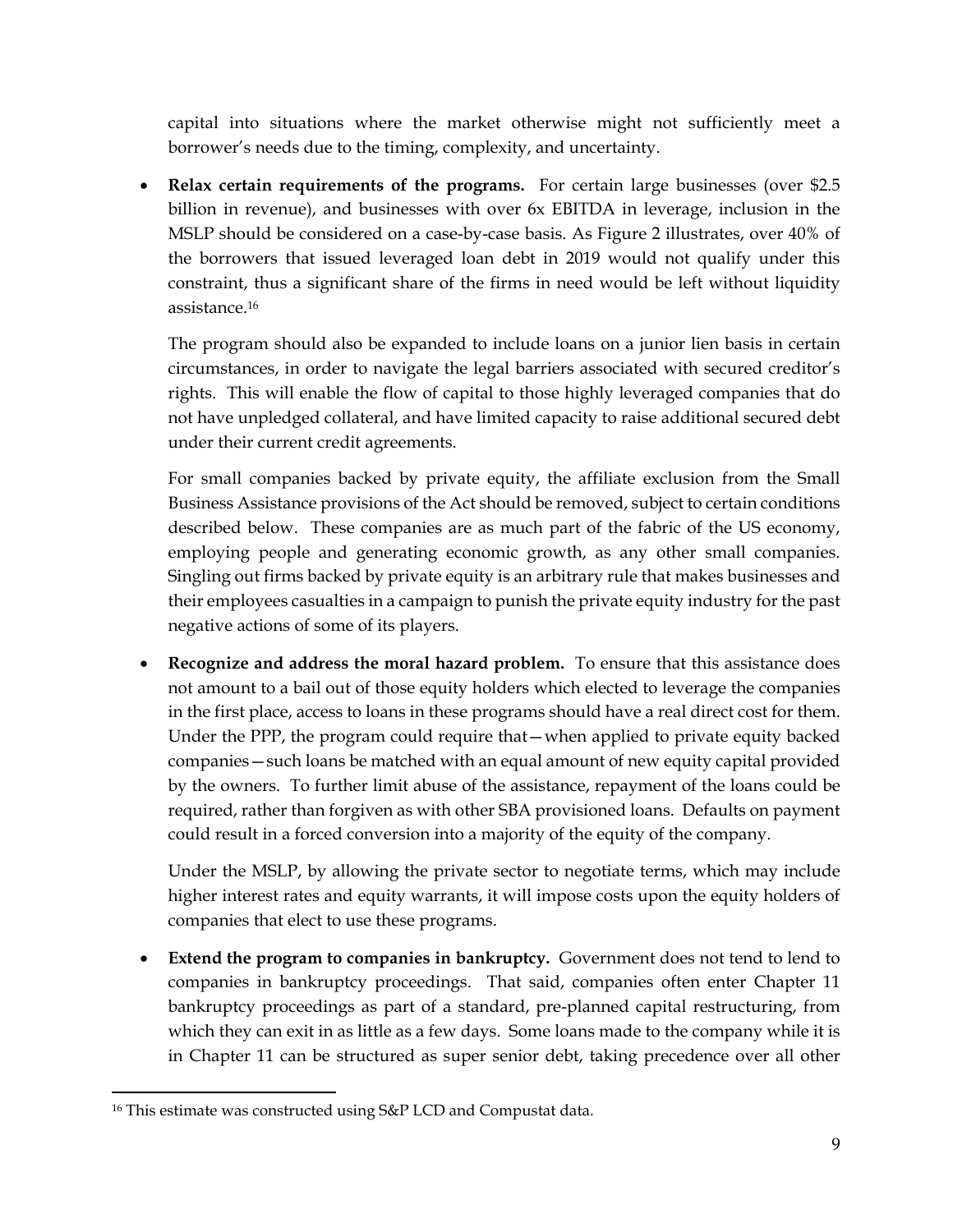capital into situations where the market otherwise might not sufficiently meet a borrower's needs due to the timing, complexity, and uncertainty.

- **Relax certain requirements of the programs.** For certain large businesses (over $2.5 billion in revenue), and businesses with over 6x EBITDA in leverage, inclusion in the MSLP should be considered on a case-by-case basis. As Figure 2 illustrates, over 40% of the borrowers that issued leveraged loan debt in 2019 would not qualify under this constraint, thus a significant share of the firms in need would be left without liquidity assistance.[16]

  The program should also be expanded to include loans on a junior lien basis in certain circumstances, in order to navigate the legal barriers associated with secured creditor's rights. This will enable the flow of capital to those highly leveraged companies that do not have unpledged collateral, and have limited capacity to raise additional secured debt under their current credit agreements.

  For small companies backed by private equity, the affiliate exclusion from the Small Business Assistance provisions of the Act should be removed, subject to certain conditions described below. These companies are as much part of the fabric of the US economy, employing people and generating economic growth, as any other small companies. Singling out firms backed by private equity is an arbitrary rule that makes businesses and their employees casualties in a campaign to punish the private equity industry for the past negative actions of some of its players.

- **Recognize and address the moral hazard problem.** To ensure that this assistance does not amount to a bail out of those equity holders which elected to leverage the companies in the first place, access to loans in these programs should have a real direct cost for them. Under the PPP, the program could require that—when applied to private equity backed companies—such loans be matched with an equal amount of new equity capital provided by the owners. To further limit abuse of the assistance, repayment of the loans could be required, rather than forgiven as with other SBA provisioned loans. Defaults on payment could result in a forced conversion into a majority of the equity of the company.

  Under the MSLP, by allowing the private sector to negotiate terms, which may include higher interest rates and equity warrants, it will impose costs upon the equity holders of companies that elect to use these programs.

- **Extend the program to companies in bankruptcy.** Government does not tend to lend to companies in bankruptcy proceedings. That said, companies often enter Chapter 11 bankruptcy proceedings as part of a standard, pre-planned capital restructuring, from which they can exit in as little as a few days. Some loans made to the company while it is in Chapter 11 can be structured as super senior debt, taking precedence over all other

[16] This estimate was constructed using S&P LCD and Compustat data.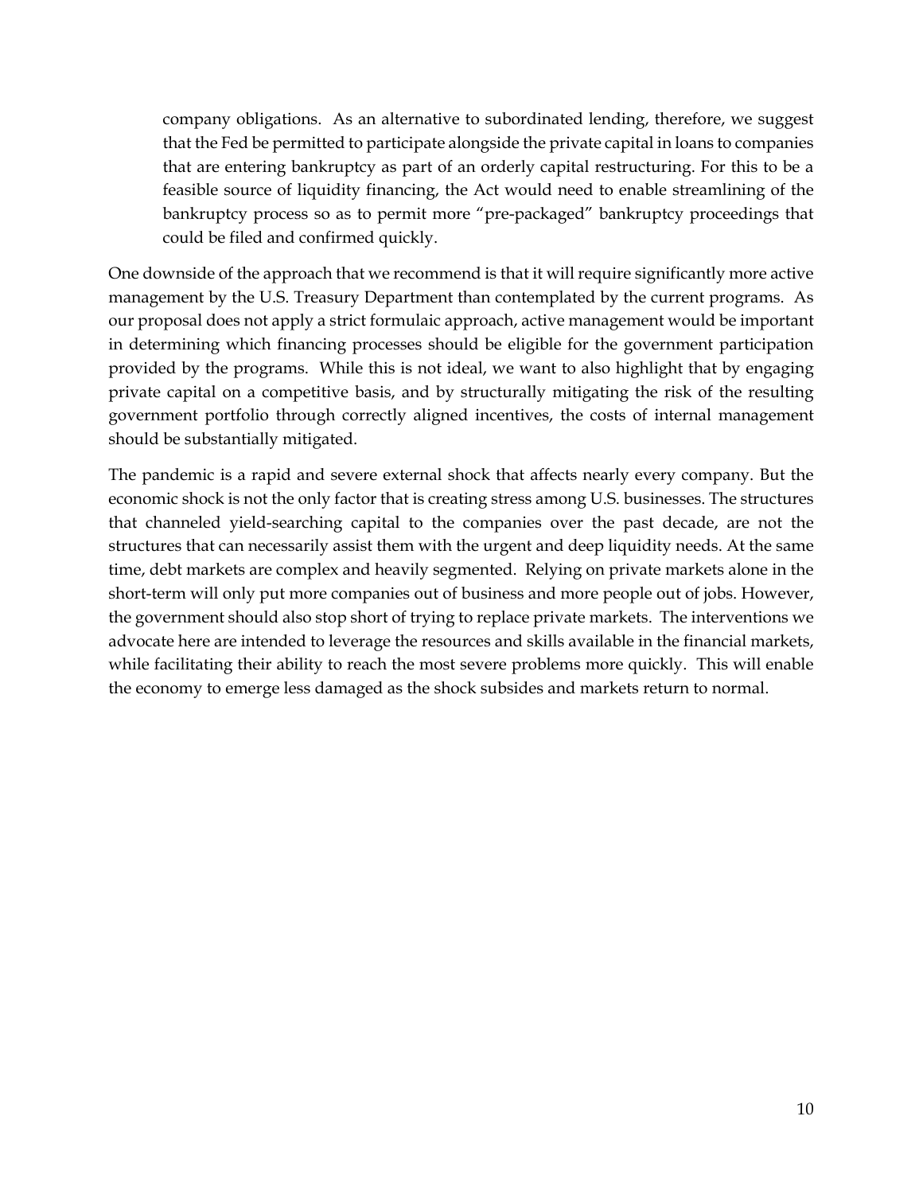> company obligations. As an alternative to subordinated lending, therefore, we suggest that the Fed be permitted to participate alongside the private capital in loans to companies that are entering bankruptcy as part of an orderly capital restructuring. For this to be a feasible source of liquidity financing, the Act would need to enable streamlining of the bankruptcy process so as to permit more "pre-packaged" bankruptcy proceedings that could be filed and confirmed quickly.

One downside of the approach that we recommend is that it will require significantly more active management by the U.S. Treasury Department than contemplated by the current programs. As our proposal does not apply a strict formulaic approach, active management would be important in determining which financing processes should be eligible for the government participation provided by the programs. While this is not ideal, we want to also highlight that by engaging private capital on a competitive basis, and by structurally mitigating the risk of the resulting government portfolio through correctly aligned incentives, the costs of internal management should be substantially mitigated.

The pandemic is a rapid and severe external shock that affects nearly every company. But the economic shock is not the only factor that is creating stress among U.S. businesses. The structures that channeled yield-searching capital to the companies over the past decade, are not the structures that can necessarily assist them with the urgent and deep liquidity needs. At the same time, debt markets are complex and heavily segmented. Relying on private markets alone in the short-term will only put more companies out of business and more people out of jobs. However, the government should also stop short of trying to replace private markets. The interventions we advocate here are intended to leverage the resources and skills available in the financial markets, while facilitating their ability to reach the most severe problems more quickly. This will enable the economy to emerge less damaged as the shock subsides and markets return to normal.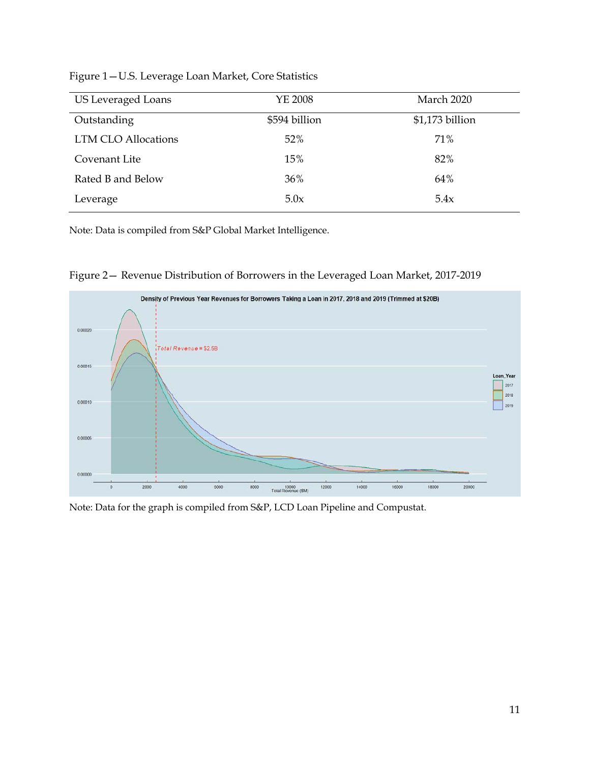Figure 1—U.S. Leverage Loan Market, Core Statistics

| US Leveraged Loans | YE 2008 | March 2020 |
|---|---|---|
| Outstanding | \$594 billion | \$1,173 billion |
| LTM CLO Allocations | 52% | 71% |
| Covenant Lite | 15% | 82% |
| Rated B and Below | 36% | 64% |
| Leverage | 5.0x | 5.4x |

Note: Data is compiled from S&P Global Market Intelligence.

Figure 2— Revenue Distribution of Borrowers in the Leveraged Loan Market, 2017-2019

Density of Previous Year Revenues for Borrowers Taking a Loan in 2017, 2018 and 2019 (Trimmed at \$20B)

Total Revenue = \$2.5B

0.00020
0.00015
0.00010
0.00005
0.00000

0
2000
4000
6000
8000
10000
12000
14000
16000
18000
20000

Total Revenue (\$M)

Loan_Year
2017
2018
2019

Note: Data for the graph is compiled from S&P, LCD Loan Pipeline and Compustat.